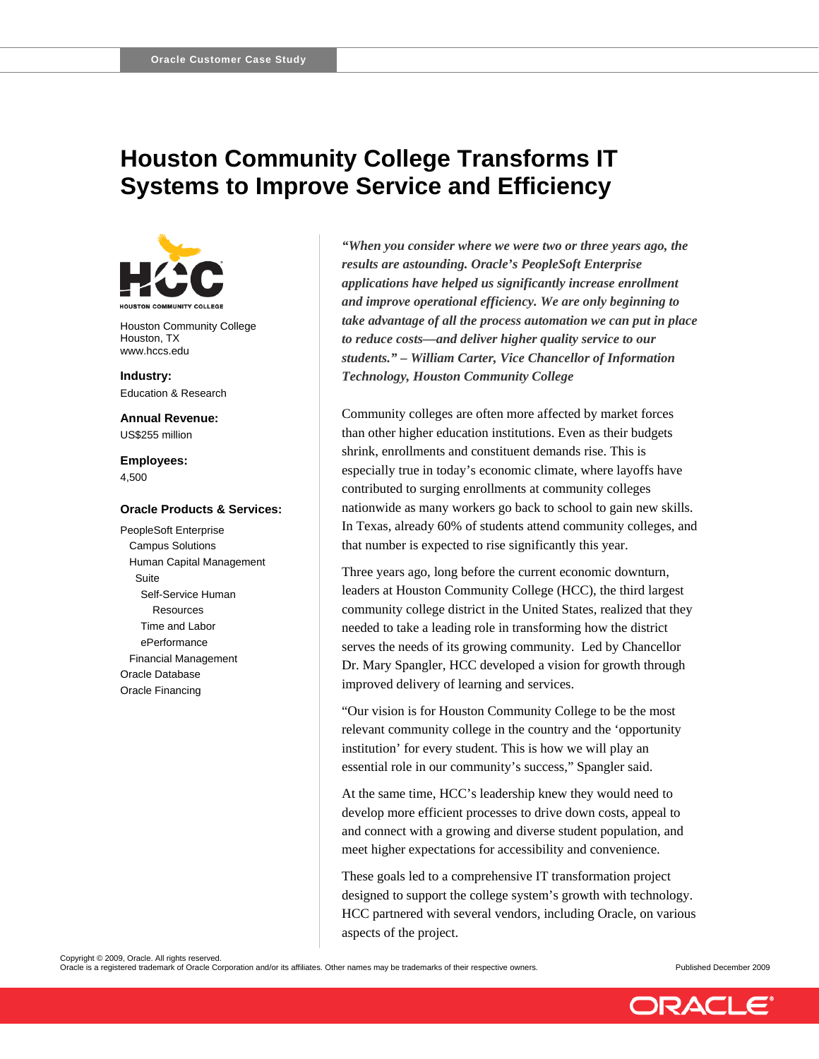Oracle Customer Case Study

# Houston Community College Transforms IT Systems to Improve Service and Efficiency

HOUSTON COMMUNITY COLLEGE

Houston Community College
Houston, TX
www.hccs.edu

**Industry:**
Education & Research

**Annual Revenue:**
US$255 million

**Employees:**
4,500

**Oracle Products & Services:**

- PeopleSoft Enterprise
  - Campus Solutions
  - Human Capital Management Suite
    - Self-Service Human Resources
    - Time and Labor
    - ePerformance
  - Financial Management
- Oracle Database
- Oracle Financing

***"When you consider where we were two or three years ago, the results are astounding. Oracle's PeopleSoft Enterprise applications have helped us significantly increase enrollment and improve operational efficiency. We are only beginning to take advantage of all the process automation we can put in place to reduce costs—and deliver higher quality service to our students." – William Carter, Vice Chancellor of Information Technology, Houston Community College***

Community colleges are often more affected by market forces than other higher education institutions. Even as their budgets shrink, enrollments and constituent demands rise. This is especially true in today's economic climate, where layoffs have contributed to surging enrollments at community colleges nationwide as many workers go back to school to gain new skills. In Texas, already 60% of students attend community colleges, and that number is expected to rise significantly this year.

Three years ago, long before the current economic downturn, leaders at Houston Community College (HCC), the third largest community college district in the United States, realized that they needed to take a leading role in transforming how the district serves the needs of its growing community. Led by Chancellor Dr. Mary Spangler, HCC developed a vision for growth through improved delivery of learning and services.

"Our vision is for Houston Community College to be the most relevant community college in the country and the 'opportunity institution' for every student. This is how we will play an essential role in our community's success," Spangler said.

At the same time, HCC's leadership knew they would need to develop more efficient processes to drive down costs, appeal to and connect with a growing and diverse student population, and meet higher expectations for accessibility and convenience.

These goals led to a comprehensive IT transformation project designed to support the college system's growth with technology. HCC partnered with several vendors, including Oracle, on various aspects of the project.

Copyright © 2009, Oracle. All rights reserved.
Oracle is a registered trademark of Oracle Corporation and/or its affiliates. Other names may be trademarks of their respective owners.

Published December 2009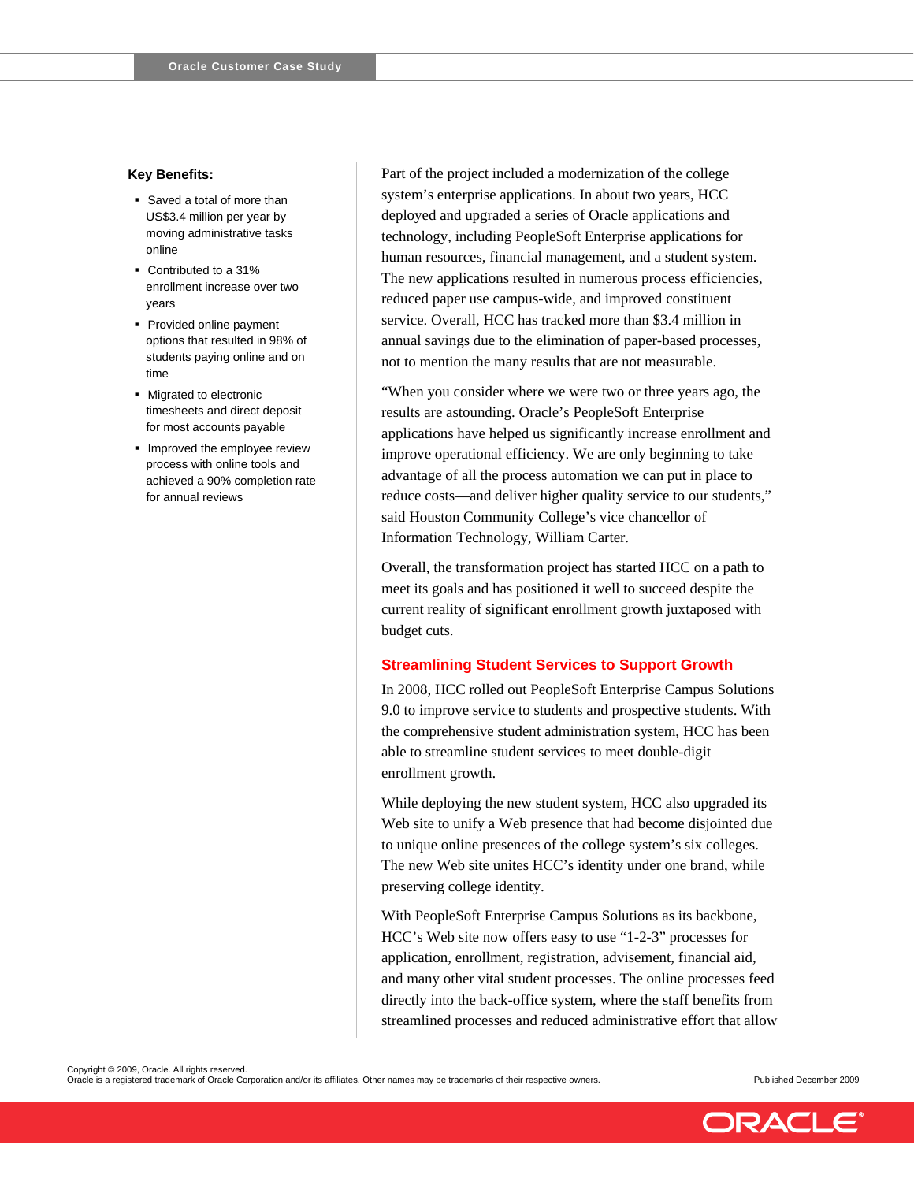**Key Benefits:**

- Saved a total of more than US$3.4 million per year by moving administrative tasks online
- Contributed to a 31% enrollment increase over two years
- Provided online payment options that resulted in 98% of students paying online and on time
- Migrated to electronic timesheets and direct deposit for most accounts payable
- Improved the employee review process with online tools and achieved a 90% completion rate for annual reviews

Part of the project included a modernization of the college system's enterprise applications. In about two years, HCC deployed and upgraded a series of Oracle applications and technology, including PeopleSoft Enterprise applications for human resources, financial management, and a student system. The new applications resulted in numerous process efficiencies, reduced paper use campus-wide, and improved constituent service. Overall, HCC has tracked more than $3.4 million in annual savings due to the elimination of paper-based processes, not to mention the many results that are not measurable.

"When you consider where we were two or three years ago, the results are astounding. Oracle's PeopleSoft Enterprise applications have helped us significantly increase enrollment and improve operational efficiency. We are only beginning to take advantage of all the process automation we can put in place to reduce costs—and deliver higher quality service to our students," said Houston Community College's vice chancellor of Information Technology, William Carter.

Overall, the transformation project has started HCC on a path to meet its goals and has positioned it well to succeed despite the current reality of significant enrollment growth juxtaposed with budget cuts.

## Streamlining Student Services to Support Growth

In 2008, HCC rolled out PeopleSoft Enterprise Campus Solutions 9.0 to improve service to students and prospective students. With the comprehensive student administration system, HCC has been able to streamline student services to meet double-digit enrollment growth.

While deploying the new student system, HCC also upgraded its Web site to unify a Web presence that had become disjointed due to unique online presences of the college system's six colleges. The new Web site unites HCC's identity under one brand, while preserving college identity.

With PeopleSoft Enterprise Campus Solutions as its backbone, HCC's Web site now offers easy to use "1-2-3" processes for application, enrollment, registration, advisement, financial aid, and many other vital student processes. The online processes feed directly into the back-office system, where the staff benefits from streamlined processes and reduced administrative effort that allow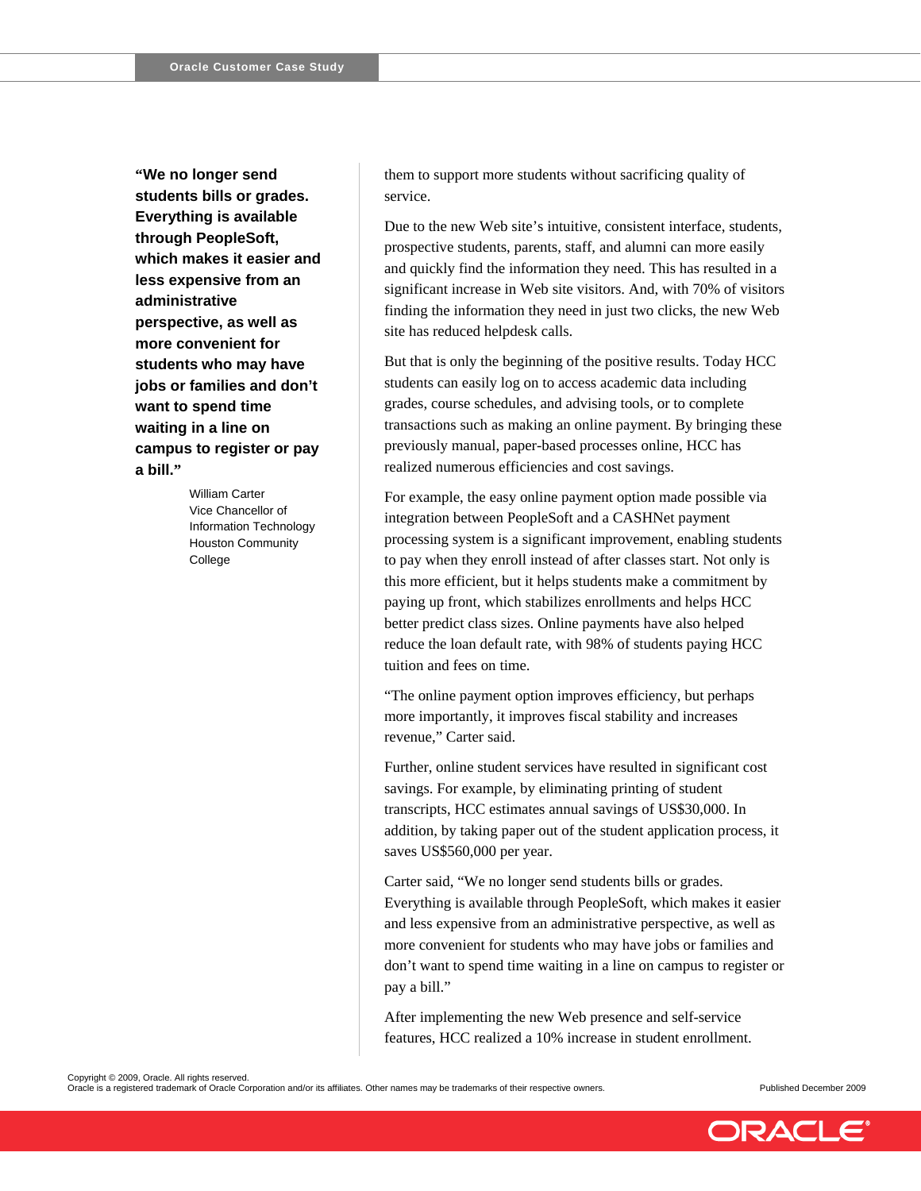**"We no longer send students bills or grades. Everything is available through PeopleSoft, which makes it easier and less expensive from an administrative perspective, as well as more convenient for students who may have jobs or families and don't want to spend time waiting in a line on campus to register or pay a bill."**

William Carter
Vice Chancellor of Information Technology
Houston Community College

them to support more students without sacrificing quality of service.

Due to the new Web site's intuitive, consistent interface, students, prospective students, parents, staff, and alumni can more easily and quickly find the information they need. This has resulted in a significant increase in Web site visitors. And, with 70% of visitors finding the information they need in just two clicks, the new Web site has reduced helpdesk calls.

But that is only the beginning of the positive results. Today HCC students can easily log on to access academic data including grades, course schedules, and advising tools, or to complete transactions such as making an online payment. By bringing these previously manual, paper-based processes online, HCC has realized numerous efficiencies and cost savings.

For example, the easy online payment option made possible via integration between PeopleSoft and a CASHNet payment processing system is a significant improvement, enabling students to pay when they enroll instead of after classes start. Not only is this more efficient, but it helps students make a commitment by paying up front, which stabilizes enrollments and helps HCC better predict class sizes. Online payments have also helped reduce the loan default rate, with 98% of students paying HCC tuition and fees on time.

"The online payment option improves efficiency, but perhaps more importantly, it improves fiscal stability and increases revenue," Carter said.

Further, online student services have resulted in significant cost savings. For example, by eliminating printing of student transcripts, HCC estimates annual savings of US$30,000. In addition, by taking paper out of the student application process, it saves US$560,000 per year.

Carter said, "We no longer send students bills or grades. Everything is available through PeopleSoft, which makes it easier and less expensive from an administrative perspective, as well as more convenient for students who may have jobs or families and don't want to spend time waiting in a line on campus to register or pay a bill."

After implementing the new Web presence and self-service features, HCC realized a 10% increase in student enrollment.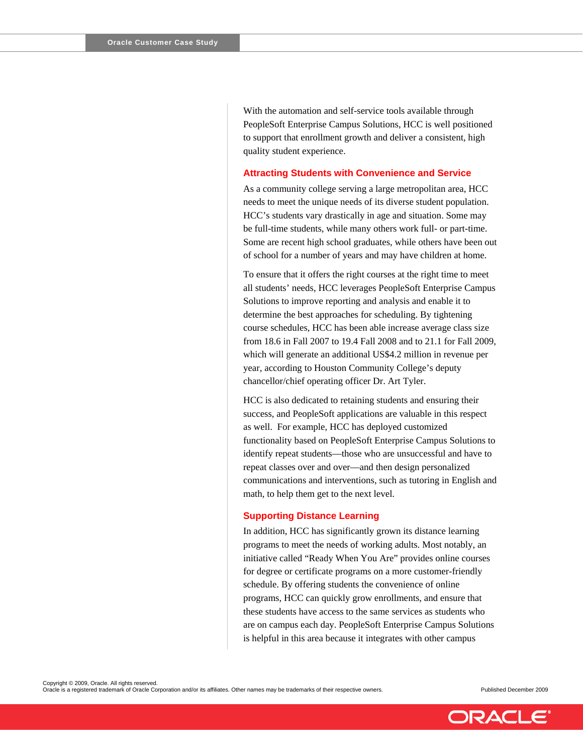With the automation and self-service tools available through PeopleSoft Enterprise Campus Solutions, HCC is well positioned to support that enrollment growth and deliver a consistent, high quality student experience.

## Attracting Students with Convenience and Service

As a community college serving a large metropolitan area, HCC needs to meet the unique needs of its diverse student population. HCC's students vary drastically in age and situation. Some may be full-time students, while many others work full- or part-time. Some are recent high school graduates, while others have been out of school for a number of years and may have children at home.

To ensure that it offers the right courses at the right time to meet all students' needs, HCC leverages PeopleSoft Enterprise Campus Solutions to improve reporting and analysis and enable it to determine the best approaches for scheduling. By tightening course schedules, HCC has been able increase average class size from 18.6 in Fall 2007 to 19.4 Fall 2008 and to 21.1 for Fall 2009, which will generate an additional US$4.2 million in revenue per year, according to Houston Community College's deputy chancellor/chief operating officer Dr. Art Tyler.

HCC is also dedicated to retaining students and ensuring their success, and PeopleSoft applications are valuable in this respect as well. For example, HCC has deployed customized functionality based on PeopleSoft Enterprise Campus Solutions to identify repeat students—those who are unsuccessful and have to repeat classes over and over—and then design personalized communications and interventions, such as tutoring in English and math, to help them get to the next level.

## Supporting Distance Learning

In addition, HCC has significantly grown its distance learning programs to meet the needs of working adults. Most notably, an initiative called "Ready When You Are" provides online courses for degree or certificate programs on a more customer-friendly schedule. By offering students the convenience of online programs, HCC can quickly grow enrollments, and ensure that these students have access to the same services as students who are on campus each day. PeopleSoft Enterprise Campus Solutions is helpful in this area because it integrates with other campus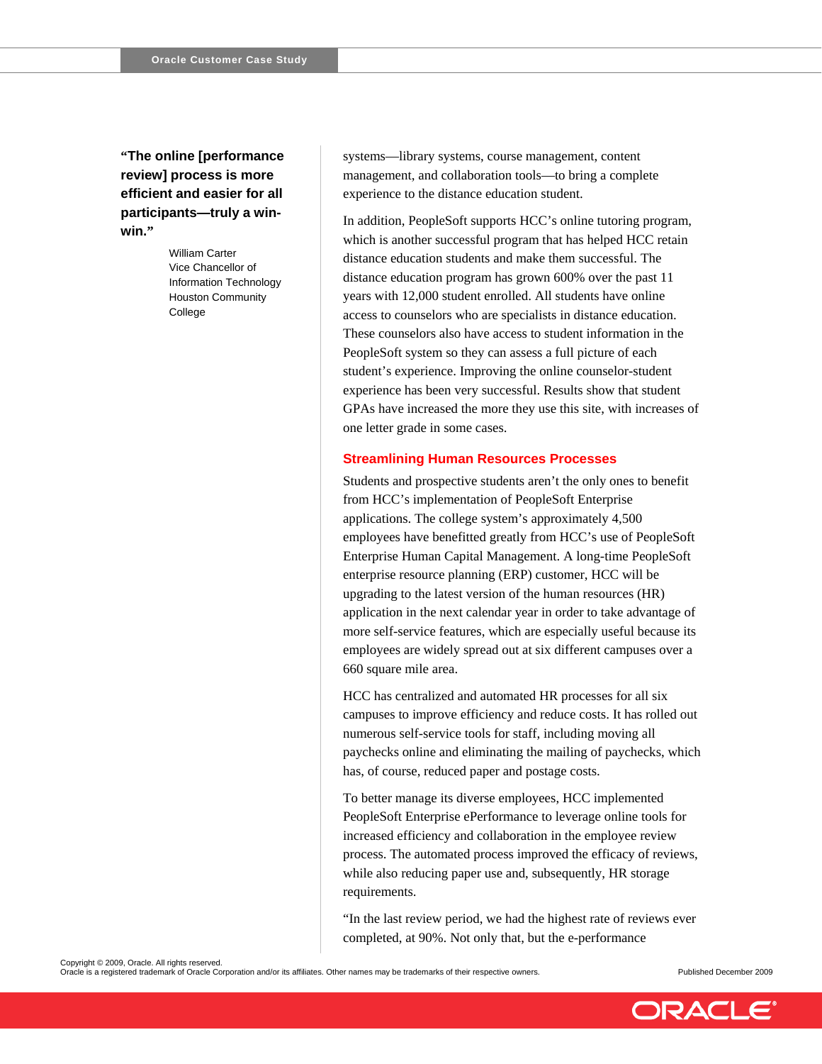**"The online [performance review] process is more efficient and easier for all participants—truly a win-win."**

William Carter
Vice Chancellor of Information Technology
Houston Community College

systems—library systems, course management, content management, and collaboration tools—to bring a complete experience to the distance education student.

In addition, PeopleSoft supports HCC's online tutoring program, which is another successful program that has helped HCC retain distance education students and make them successful. The distance education program has grown 600% over the past 11 years with 12,000 student enrolled. All students have online access to counselors who are specialists in distance education. These counselors also have access to student information in the PeopleSoft system so they can assess a full picture of each student's experience. Improving the online counselor-student experience has been very successful. Results show that student GPAs have increased the more they use this site, with increases of one letter grade in some cases.

## Streamlining Human Resources Processes

Students and prospective students aren't the only ones to benefit from HCC's implementation of PeopleSoft Enterprise applications. The college system's approximately 4,500 employees have benefitted greatly from HCC's use of PeopleSoft Enterprise Human Capital Management. A long-time PeopleSoft enterprise resource planning (ERP) customer, HCC will be upgrading to the latest version of the human resources (HR) application in the next calendar year in order to take advantage of more self-service features, which are especially useful because its employees are widely spread out at six different campuses over a 660 square mile area.

HCC has centralized and automated HR processes for all six campuses to improve efficiency and reduce costs. It has rolled out numerous self-service tools for staff, including moving all paychecks online and eliminating the mailing of paychecks, which has, of course, reduced paper and postage costs.

To better manage its diverse employees, HCC implemented PeopleSoft Enterprise ePerformance to leverage online tools for increased efficiency and collaboration in the employee review process. The automated process improved the efficacy of reviews, while also reducing paper use and, subsequently, HR storage requirements.

"In the last review period, we had the highest rate of reviews ever completed, at 90%. Not only that, but the e-performance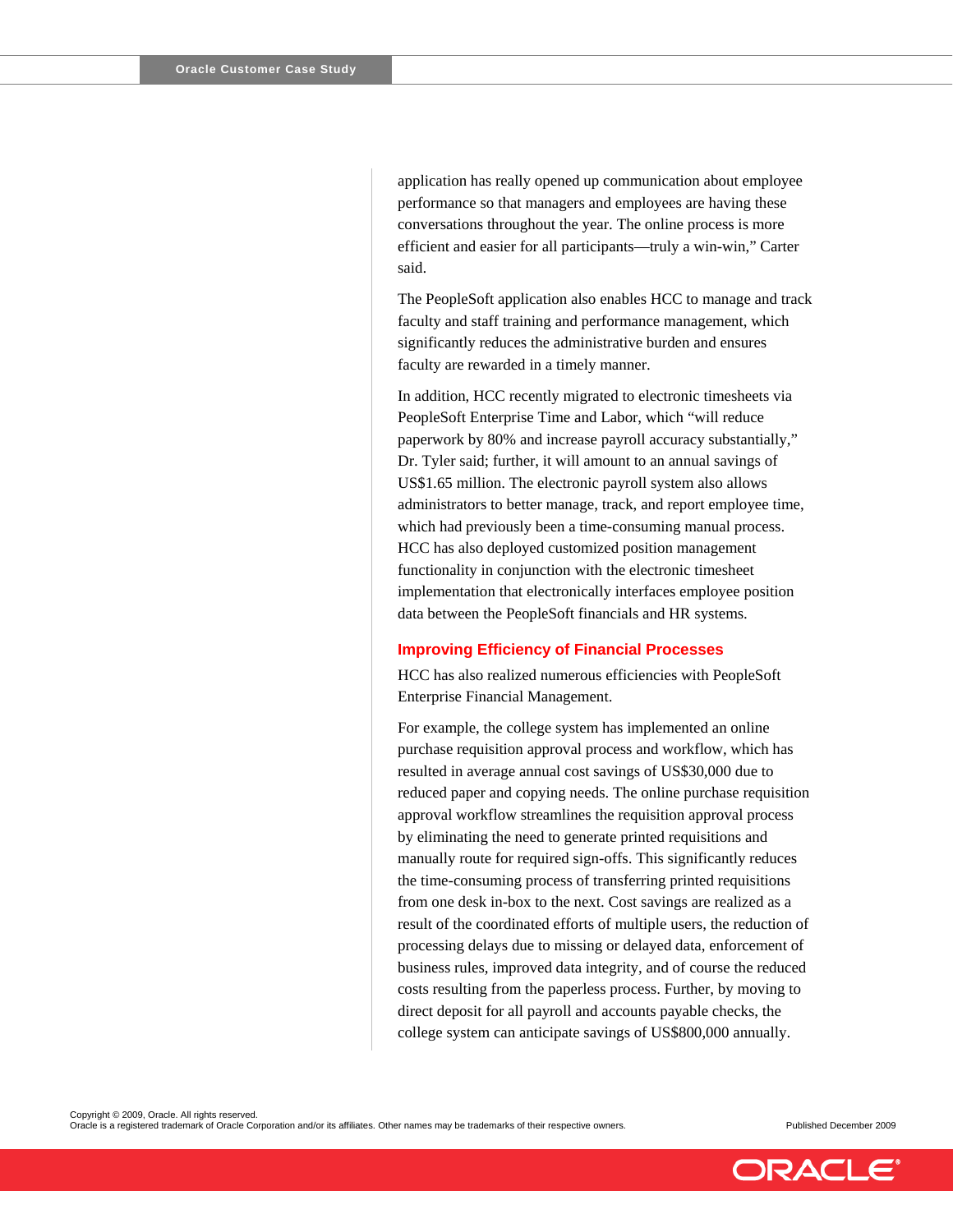application has really opened up communication about employee performance so that managers and employees are having these conversations throughout the year. The online process is more efficient and easier for all participants—truly a win-win," Carter said.

The PeopleSoft application also enables HCC to manage and track faculty and staff training and performance management, which significantly reduces the administrative burden and ensures faculty are rewarded in a timely manner.

In addition, HCC recently migrated to electronic timesheets via PeopleSoft Enterprise Time and Labor, which "will reduce paperwork by 80% and increase payroll accuracy substantially," Dr. Tyler said; further, it will amount to an annual savings of US$1.65 million. The electronic payroll system also allows administrators to better manage, track, and report employee time, which had previously been a time-consuming manual process. HCC has also deployed customized position management functionality in conjunction with the electronic timesheet implementation that electronically interfaces employee position data between the PeopleSoft financials and HR systems.

## Improving Efficiency of Financial Processes

HCC has also realized numerous efficiencies with PeopleSoft Enterprise Financial Management.

For example, the college system has implemented an online purchase requisition approval process and workflow, which has resulted in average annual cost savings of US$30,000 due to reduced paper and copying needs. The online purchase requisition approval workflow streamlines the requisition approval process by eliminating the need to generate printed requisitions and manually route for required sign-offs. This significantly reduces the time-consuming process of transferring printed requisitions from one desk in-box to the next. Cost savings are realized as a result of the coordinated efforts of multiple users, the reduction of processing delays due to missing or delayed data, enforcement of business rules, improved data integrity, and of course the reduced costs resulting from the paperless process. Further, by moving to direct deposit for all payroll and accounts payable checks, the college system can anticipate savings of US$800,000 annually.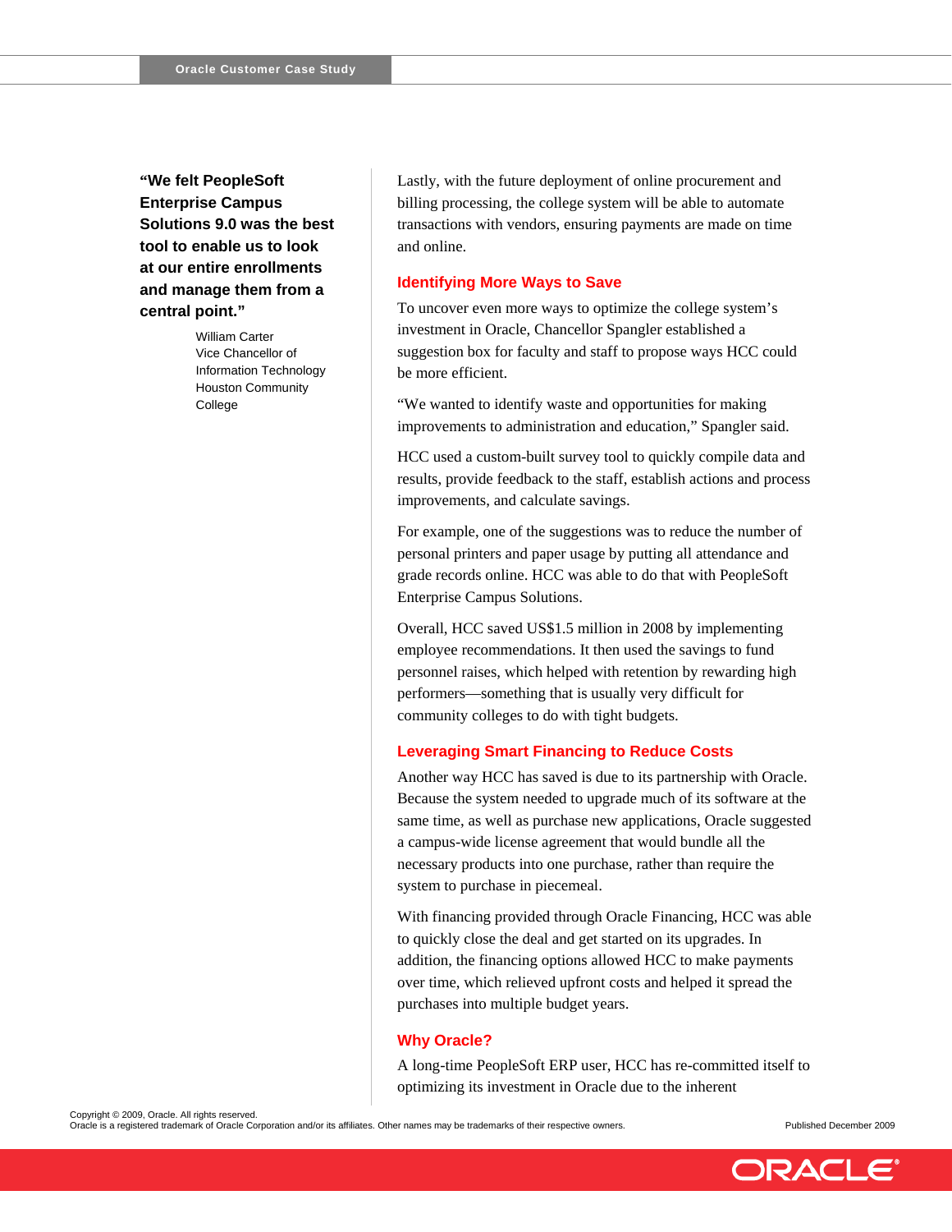**“We felt PeopleSoft Enterprise Campus Solutions 9.0 was the best tool to enable us to look at our entire enrollments and manage them from a central point.”**

William Carter
Vice Chancellor of Information Technology
Houston Community College

Lastly, with the future deployment of online procurement and billing processing, the college system will be able to automate transactions with vendors, ensuring payments are made on time and online.

## Identifying More Ways to Save

To uncover even more ways to optimize the college system’s investment in Oracle, Chancellor Spangler established a suggestion box for faculty and staff to propose ways HCC could be more efficient.

“We wanted to identify waste and opportunities for making improvements to administration and education,” Spangler said.

HCC used a custom-built survey tool to quickly compile data and results, provide feedback to the staff, establish actions and process improvements, and calculate savings.

For example, one of the suggestions was to reduce the number of personal printers and paper usage by putting all attendance and grade records online. HCC was able to do that with PeopleSoft Enterprise Campus Solutions.

Overall, HCC saved US$1.5 million in 2008 by implementing employee recommendations. It then used the savings to fund personnel raises, which helped with retention by rewarding high performers—something that is usually very difficult for community colleges to do with tight budgets.

## Leveraging Smart Financing to Reduce Costs

Another way HCC has saved is due to its partnership with Oracle. Because the system needed to upgrade much of its software at the same time, as well as purchase new applications, Oracle suggested a campus-wide license agreement that would bundle all the necessary products into one purchase, rather than require the system to purchase in piecemeal.

With financing provided through Oracle Financing, HCC was able to quickly close the deal and get started on its upgrades. In addition, the financing options allowed HCC to make payments over time, which relieved upfront costs and helped it spread the purchases into multiple budget years.

## Why Oracle?

A long-time PeopleSoft ERP user, HCC has re-committed itself to optimizing its investment in Oracle due to the inherent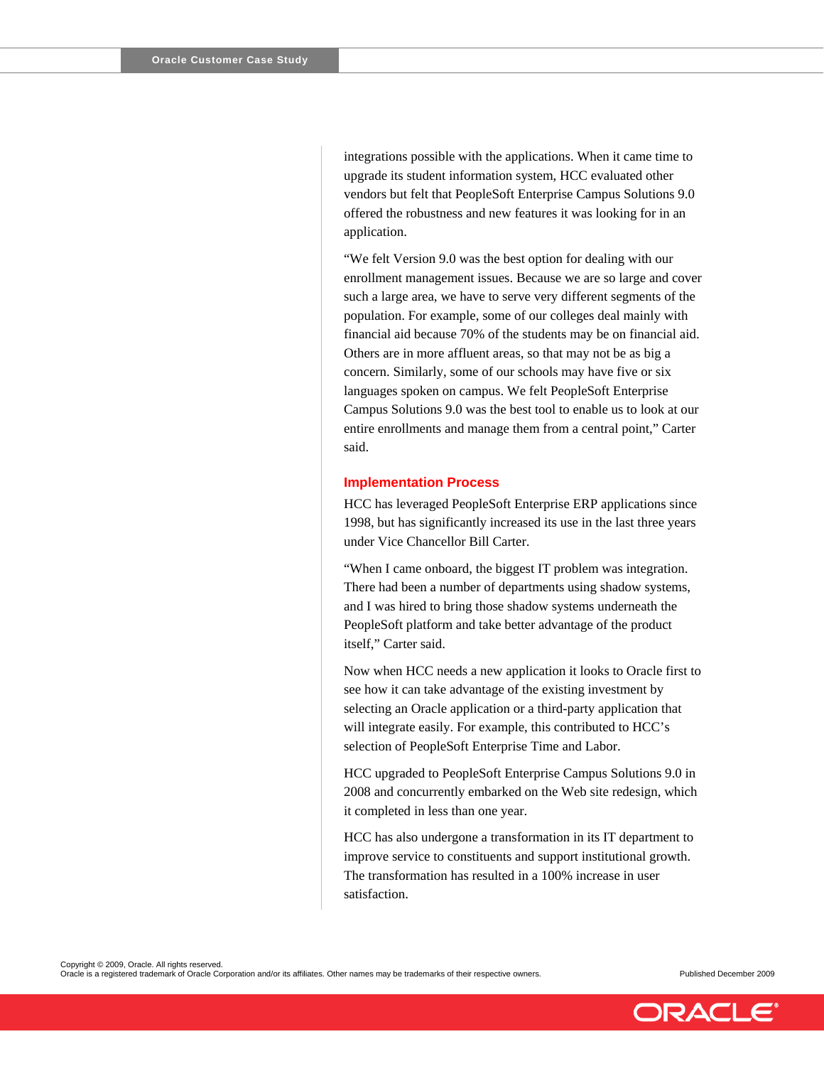integrations possible with the applications. When it came time to upgrade its student information system, HCC evaluated other vendors but felt that PeopleSoft Enterprise Campus Solutions 9.0 offered the robustness and new features it was looking for in an application.

"We felt Version 9.0 was the best option for dealing with our enrollment management issues. Because we are so large and cover such a large area, we have to serve very different segments of the population. For example, some of our colleges deal mainly with financial aid because 70% of the students may be on financial aid. Others are in more affluent areas, so that may not be as big a concern. Similarly, some of our schools may have five or six languages spoken on campus. We felt PeopleSoft Enterprise Campus Solutions 9.0 was the best tool to enable us to look at our entire enrollments and manage them from a central point," Carter said.

## Implementation Process

HCC has leveraged PeopleSoft Enterprise ERP applications since 1998, but has significantly increased its use in the last three years under Vice Chancellor Bill Carter.

"When I came onboard, the biggest IT problem was integration. There had been a number of departments using shadow systems, and I was hired to bring those shadow systems underneath the PeopleSoft platform and take better advantage of the product itself," Carter said.

Now when HCC needs a new application it looks to Oracle first to see how it can take advantage of the existing investment by selecting an Oracle application or a third-party application that will integrate easily. For example, this contributed to HCC's selection of PeopleSoft Enterprise Time and Labor.

HCC upgraded to PeopleSoft Enterprise Campus Solutions 9.0 in 2008 and concurrently embarked on the Web site redesign, which it completed in less than one year.

HCC has also undergone a transformation in its IT department to improve service to constituents and support institutional growth. The transformation has resulted in a 100% increase in user satisfaction.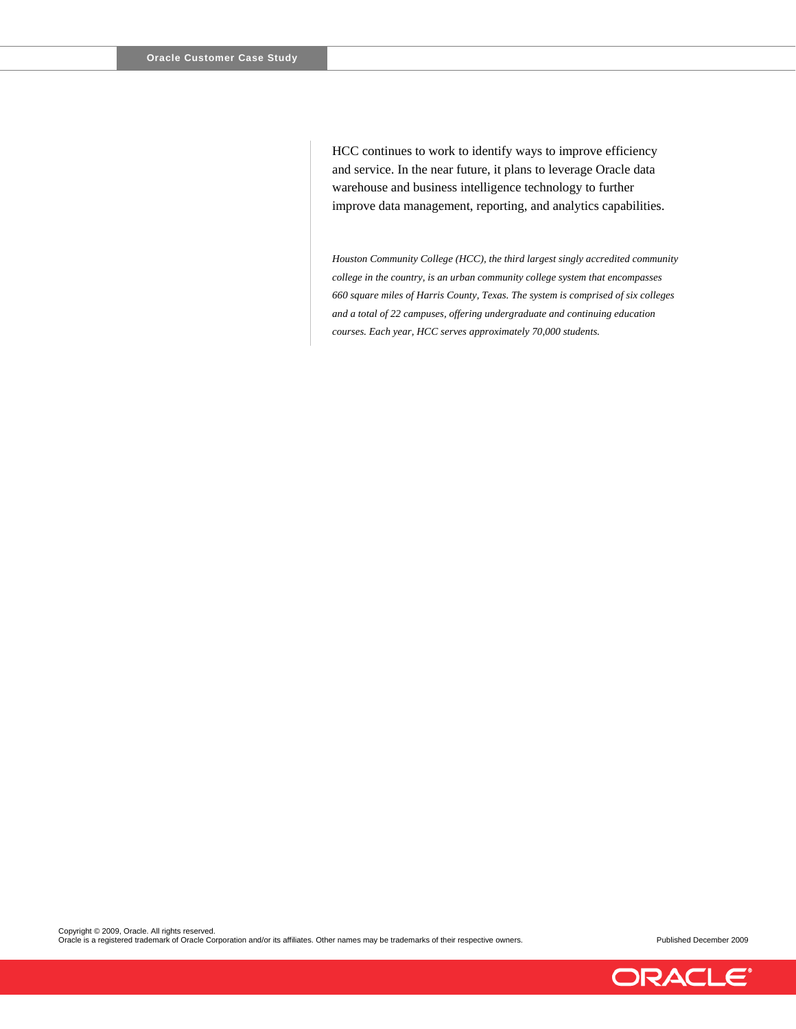HCC continues to work to identify ways to improve efficiency and service. In the near future, it plans to leverage Oracle data warehouse and business intelligence technology to further improve data management, reporting, and analytics capabilities.

*Houston Community College (HCC), the third largest singly accredited community college in the country, is an urban community college system that encompasses 660 square miles of Harris County, Texas. The system is comprised of six colleges and a total of 22 campuses, offering undergraduate and continuing education courses. Each year, HCC serves approximately 70,000 students.*

Copyright © 2009, Oracle. All rights reserved.
Oracle is a registered trademark of Oracle Corporation and/or its affiliates. Other names may be trademarks of their respective owners.

Published December 2009